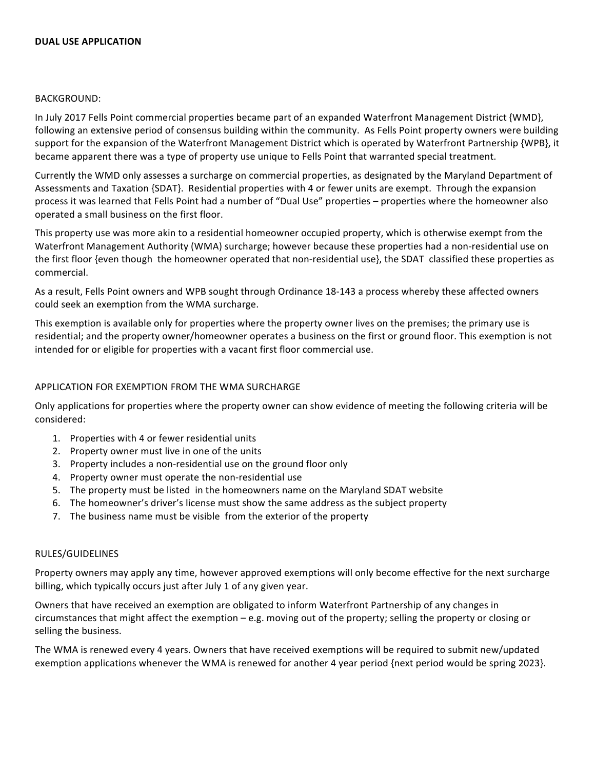# DUAL USE APPLICATION

BACKGROUND:

In July 2017 Fells Point commercial properties became part of an expanded Waterfront Management District {WMD}, following an extensive period of consensus building within the community. As Fells Point property owners were building support for the expansion of the Waterfront Management District which is operated by Waterfront Partnership {WPB}, it became apparent there was a type of property use unique to Fells Point that warranted special treatment.

Currently the WMD only assesses a surcharge on commercial properties, as designated by the Maryland Department of Assessments and Taxation {SDAT}. Residential properties with 4 or fewer units are exempt. Through the expansion process it was learned that Fells Point had a number of "Dual Use" properties – properties where the homeowner also operated a small business on the first floor.

This property use was more akin to a residential homeowner occupied property, which is otherwise exempt from the Waterfront Management Authority (WMA) surcharge; however because these properties had a non-residential use on the first floor {even though the homeowner operated that non-residential use}, the SDAT classified these properties as commercial.

As a result, Fells Point owners and WPB sought through Ordinance 18-143 a process whereby these affected owners could seek an exemption from the WMA surcharge.

This exemption is available only for properties where the property owner lives on the premises; the primary use is residential; and the property owner/homeowner operates a business on the first or ground floor. This exemption is not intended for or eligible for properties with a vacant first floor commercial use.

APPLICATION FOR EXEMPTION FROM THE WMA SURCHARGE

Only applications for properties where the property owner can show evidence of meeting the following criteria will be considered:

1. Properties with 4 or fewer residential units
2. Property owner must live in one of the units
3. Property includes a non-residential use on the ground floor only
4. Property owner must operate the non-residential use
5. The property must be listed in the homeowners name on the Maryland SDAT website
6. The homeowner's driver's license must show the same address as the subject property
7. The business name must be visible from the exterior of the property

RULES/GUIDELINES

Property owners may apply any time, however approved exemptions will only become effective for the next surcharge billing, which typically occurs just after July 1 of any given year.

Owners that have received an exemption are obligated to inform Waterfront Partnership of any changes in circumstances that might affect the exemption – e.g. moving out of the property; selling the property or closing or selling the business.

The WMA is renewed every 4 years. Owners that have received exemptions will be required to submit new/updated exemption applications whenever the WMA is renewed for another 4 year period {next period would be spring 2023}.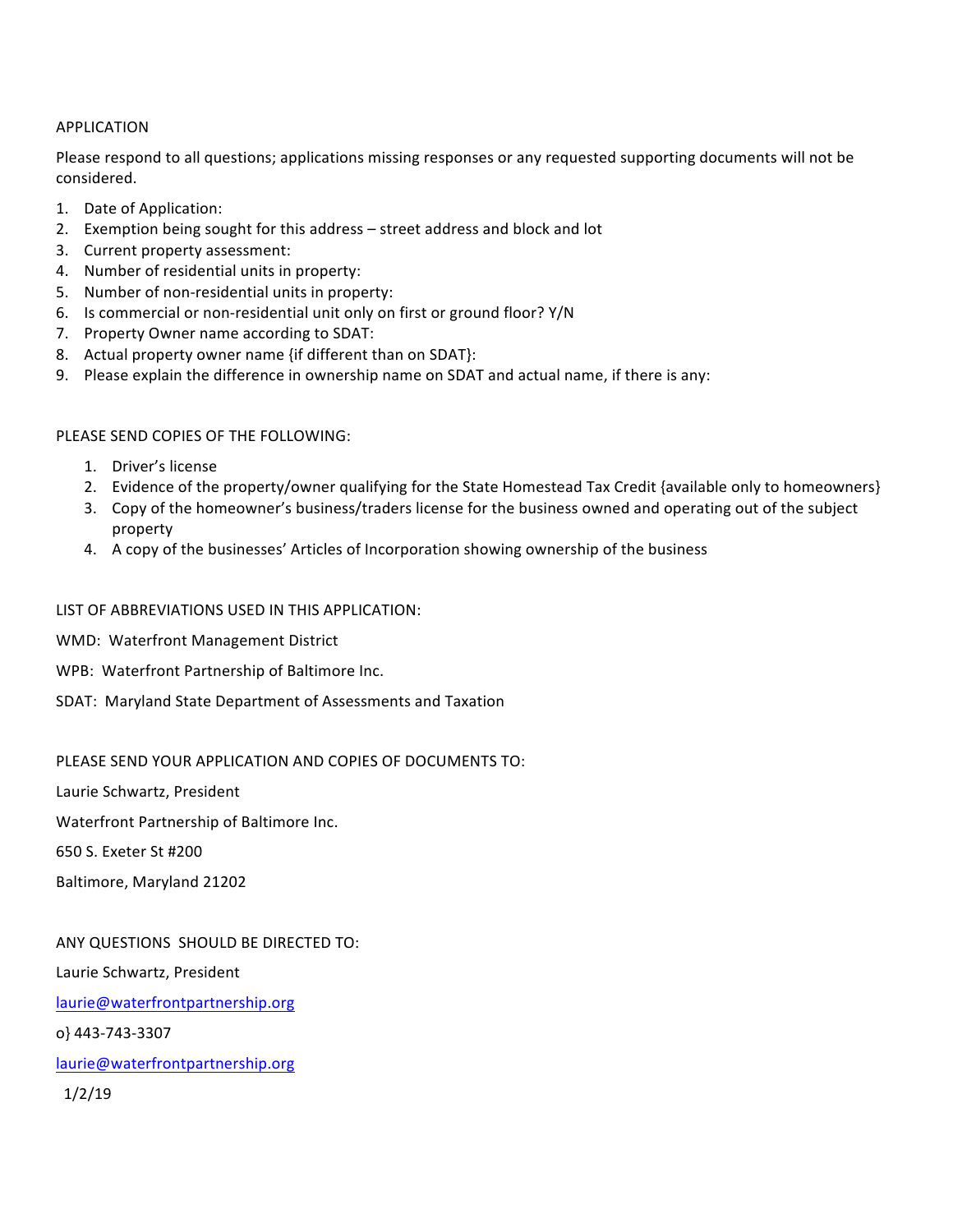APPLICATION

Please respond to all questions; applications missing responses or any requested supporting documents will not be considered.

1. Date of Application:
2. Exemption being sought for this address – street address and block and lot
3. Current property assessment:
4. Number of residential units in property:
5. Number of non-residential units in property:
6. Is commercial or non-residential unit only on first or ground floor? Y/N
7. Property Owner name according to SDAT:
8. Actual property owner name {if different than on SDAT}:
9. Please explain the difference in ownership name on SDAT and actual name, if there is any:

PLEASE SEND COPIES OF THE FOLLOWING:

1. Driver's license
2. Evidence of the property/owner qualifying for the State Homestead Tax Credit {available only to homeowners}
3. Copy of the homeowner's business/traders license for the business owned and operating out of the subject property
4. A copy of the businesses' Articles of Incorporation showing ownership of the business

LIST OF ABBREVIATIONS USED IN THIS APPLICATION:

WMD: Waterfront Management District

WPB: Waterfront Partnership of Baltimore Inc.

SDAT: Maryland State Department of Assessments and Taxation

PLEASE SEND YOUR APPLICATION AND COPIES OF DOCUMENTS TO:

Laurie Schwartz, President

Waterfront Partnership of Baltimore Inc.

650 S. Exeter St #200

Baltimore, Maryland 21202

ANY QUESTIONS SHOULD BE DIRECTED TO:

Laurie Schwartz, President

laurie@waterfrontpartnership.org

o} 443-743-3307

laurie@waterfrontpartnership.org

1/2/19